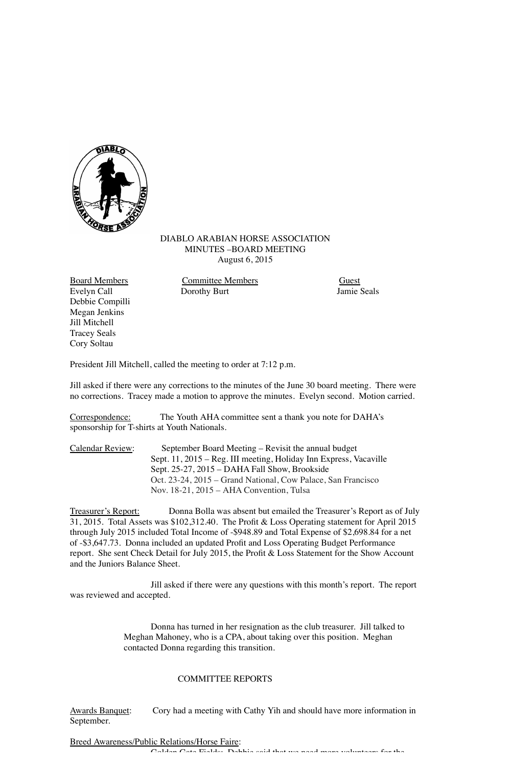DIABLO ARABIAN HORSE ASSOCIATION
MINUTES –BOARD MEETING
August 6, 2015

| Board Members | Committee Members | Guest |
|---|---|---|
| Evelyn Call | Dorothy Burt | Jamie Seals |
| Debbie Compilli | | |
| Megan Jenkins | | |
| Jill Mitchell | | |
| Tracey Seals | | |
| Cory Soltau | | |

President Jill Mitchell, called the meeting to order at 7:12 p.m.

Jill asked if there were any corrections to the minutes of the June 30 board meeting. There were no corrections. Tracey made a motion to approve the minutes. Evelyn second. Motion carried.

Correspondence: The Youth AHA committee sent a thank you note for DAHA's sponsorship for T-shirts at Youth Nationals.

Calendar Review: September Board Meeting – Revisit the annual budget
Sept. 11, 2015 – Reg. III meeting, Holiday Inn Express, Vacaville
Sept. 25-27, 2015 – DAHA Fall Show, Brookside
Oct. 23-24, 2015 – Grand National, Cow Palace, San Francisco
Nov. 18-21, 2015 – AHA Convention, Tulsa

Treasurer's Report: Donna Bolla was absent but emailed the Treasurer's Report as of July 31, 2015. Total Assets was $102,312.40. The Profit & Loss Operating statement for April 2015 through July 2015 included Total Income of -$948.89 and Total Expense of $2,698.84 for a net of -$3,647.73. Donna included an updated Profit and Loss Operating Budget Performance report. She sent Check Detail for July 2015, the Profit & Loss Statement for the Show Account and the Juniors Balance Sheet.

Jill asked if there were any questions with this month's report. The report was reviewed and accepted.

Donna has turned in her resignation as the club treasurer. Jill talked to Meghan Mahoney, who is a CPA, about taking over this position. Meghan contacted Donna regarding this transition.

## COMMITTEE REPORTS

Awards Banquet: Cory had a meeting with Cathy Yih and should have more information in September.

Breed Awareness/Public Relations/Horse Faire:

Golden Gate Fields: Debbie said that we need more volunteers for the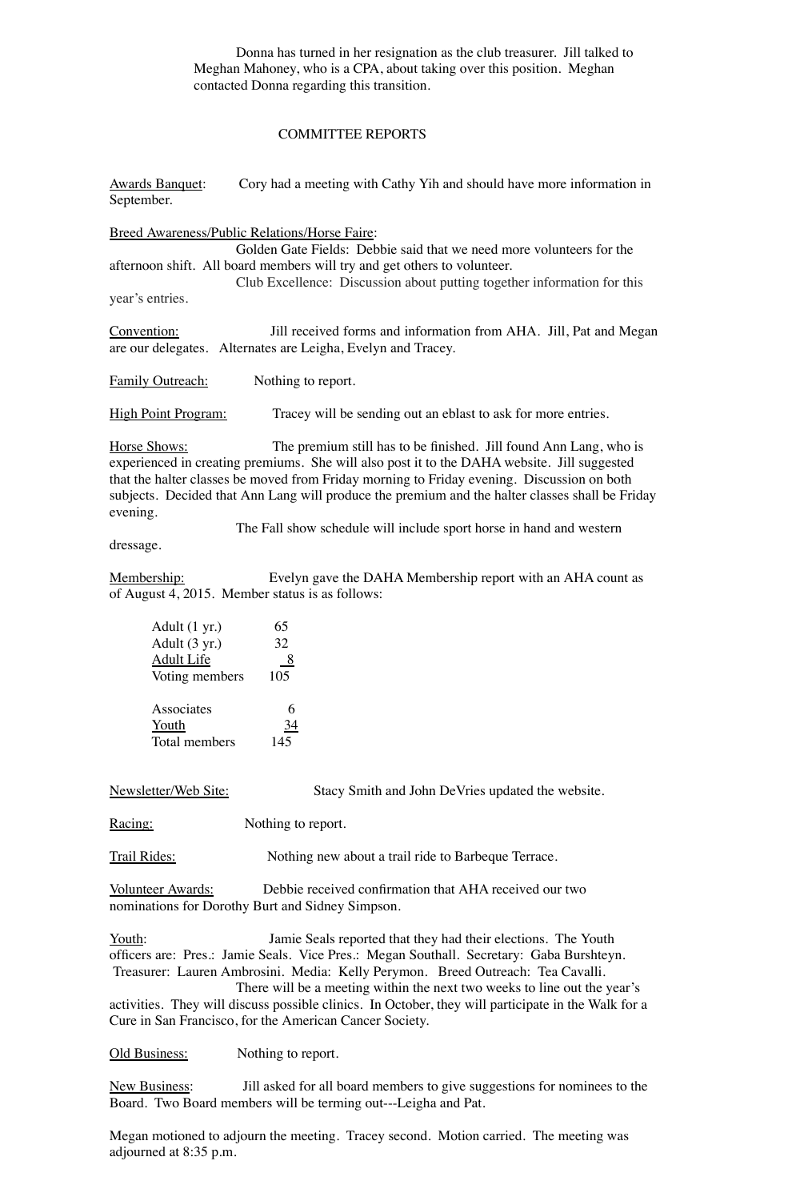Donna has turned in her resignation as the club treasurer. Jill talked to Meghan Mahoney, who is a CPA, about taking over this position. Meghan contacted Donna regarding this transition.

## COMMITTEE REPORTS

Awards Banquet: Cory had a meeting with Cathy Yih and should have more information in September.

Breed Awareness/Public Relations/Horse Faire:

Golden Gate Fields: Debbie said that we need more volunteers for the afternoon shift. All board members will try and get others to volunteer.

Club Excellence: Discussion about putting together information for this year's entries.

Convention: Jill received forms and information from AHA. Jill, Pat and Megan are our delegates. Alternates are Leigha, Evelyn and Tracey.

Family Outreach: Nothing to report.

High Point Program: Tracey will be sending out an eblast to ask for more entries.

Horse Shows: The premium still has to be finished. Jill found Ann Lang, who is experienced in creating premiums. She will also post it to the DAHA website. Jill suggested that the halter classes be moved from Friday morning to Friday evening. Discussion on both subjects. Decided that Ann Lang will produce the premium and the halter classes shall be Friday evening.

The Fall show schedule will include sport horse in hand and western dressage.

Membership: Evelyn gave the DAHA Membership report with an AHA count as of August 4, 2015. Member status is as follows:

| | |
|---|---|
| Adult (1 yr.) | 65 |
| Adult (3 yr.) | 32 |
| Adult Life | 8 |
| Voting members | 105 |
| | |
| Associates | 6 |
| Youth | 34 |
| Total members | 145 |

Newsletter/Web Site: Stacy Smith and John DeVries updated the website.

Racing: Nothing to report.

Trail Rides: Nothing new about a trail ride to Barbeque Terrace.

Volunteer Awards: Debbie received confirmation that AHA received our two nominations for Dorothy Burt and Sidney Simpson.

Youth: Jamie Seals reported that they had their elections. The Youth officers are: Pres.: Jamie Seals. Vice Pres.: Megan Southall. Secretary: Gaba Burshteyn. Treasurer: Lauren Ambrosini. Media: Kelly Perymon. Breed Outreach: Tea Cavalli.

There will be a meeting within the next two weeks to line out the year's activities. They will discuss possible clinics. In October, they will participate in the Walk for a Cure in San Francisco, for the American Cancer Society.

Old Business: Nothing to report.

New Business: Jill asked for all board members to give suggestions for nominees to the Board. Two Board members will be terming out---Leigha and Pat.

Megan motioned to adjourn the meeting. Tracey second. Motion carried. The meeting was adjourned at 8:35 p.m.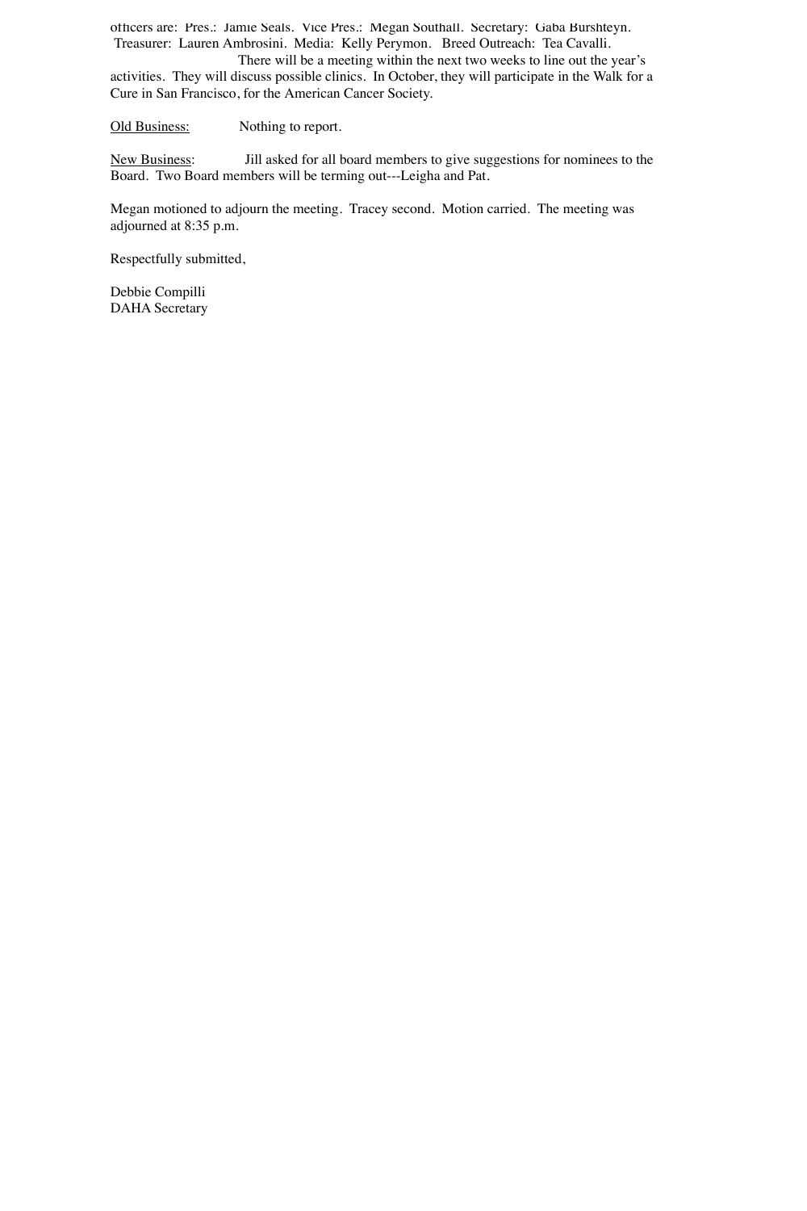officers are: Pres.: Jamie Seals. Vice Pres.: Megan Southall. Secretary: Gaba Burshteyn. Treasurer: Lauren Ambrosini. Media: Kelly Perymon. Breed Outreach: Tea Cavalli.

There will be a meeting within the next two weeks to line out the year's activities. They will discuss possible clinics. In October, they will participate in the Walk for a Cure in San Francisco, for the American Cancer Society.

<u>Old Business:</u> Nothing to report.

<u>New Business</u>: Jill asked for all board members to give suggestions for nominees to the Board. Two Board members will be terming out---Leigha and Pat.

Megan motioned to adjourn the meeting. Tracey second. Motion carried. The meeting was adjourned at 8:35 p.m.

Respectfully submitted,

Debbie Compilli
DAHA Secretary